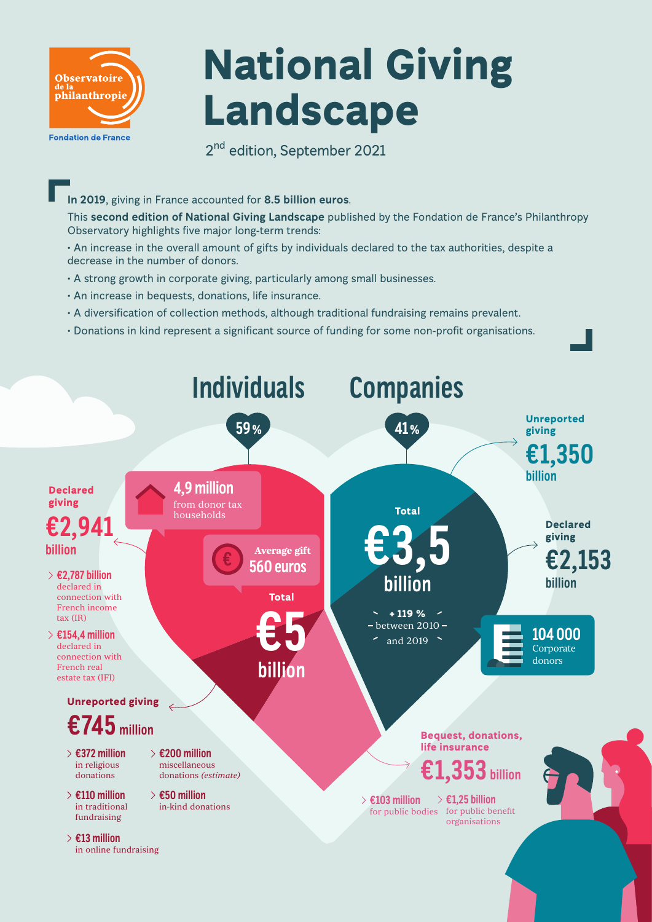Observatoire de la philanthropie

Fondation de France

# National Giving Landscape

2nd edition, September 2021

**In 2019**, giving in France accounted for **8.5 billion euros**.

This **second edition of National Giving Landscape** published by the Fondation de France's Philanthropy Observatory highlights five major long-term trends:

- An increase in the overall amount of gifts by individuals declared to the tax authorities, despite a decrease in the number of donors.
- A strong growth in corporate giving, particularly among small businesses.
- An increase in bequests, donations, life insurance.
- A diversification of collection methods, although traditional fundraising remains prevalent.
- Donations in kind represent a significant source of funding for some non-profit organisations.

## Individuals

59 %

**4,9 million** from donor tax households

**Average gift 560 euros**

**Total €5 billion**

### Declared giving

**€2,941 billion**

- **€2,787 billion** declared in connection with French income tax (IR)
- **€154,4 million** declared in connection with French real estate tax (IFI)

### Unreported giving

**€745 million**

- **€372 million** in religious donations
- **€200 million** miscellaneous donations *(estimate)*
- **€110 million** in traditional fundraising
- **€50 million** in-kind donations
- **€13 million** in online fundraising

## Companies

41 %

**Total €3,5 billion**

+ 119 % between 2010 and 2019

### Unreported giving

**€1,350 billion**

### Declared giving

**€2,153 billion**

**104 000** Corporate donors

### Bequest, donations, life insurance

**€1,353 billion**

- **€103 million** for public bodies
- **€1,25 billion** for public benefit organisations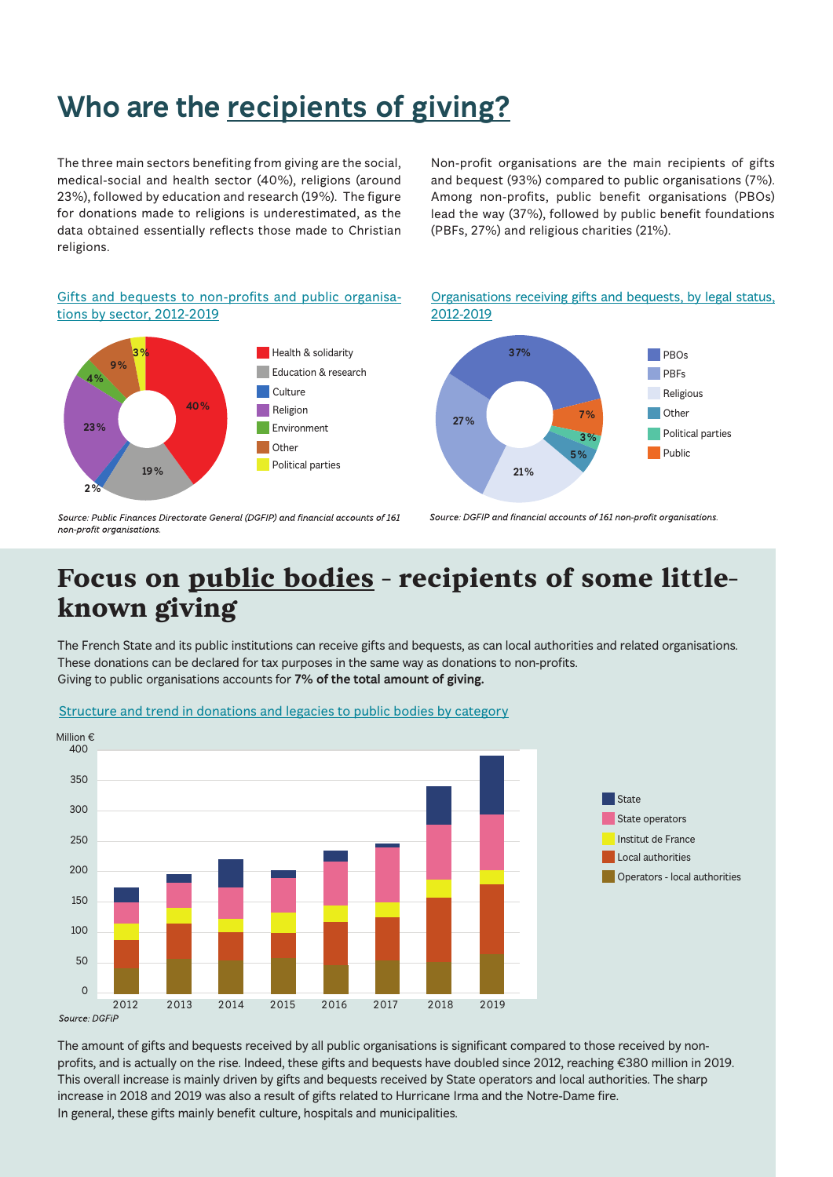# Who are the recipients of giving?

The three main sectors benefiting from giving are the social, medical-social and health sector (40%), religions (around 23%), followed by education and research (19%). The figure for donations made to religions is underestimated, as the data obtained essentially reflects those made to Christian religions.

Non-profit organisations are the main recipients of gifts and bequest (93%) compared to public organisations (7%). Among non-profits, public benefit organisations (PBOs) lead the way (37%), followed by public benefit foundations (PBFs, 27%) and religious charities (21%).

Gifts and bequests to non-profits and public organisations by sector, 2012-2019

| Sector | Share |
|---|---|
| Health & solidarity | 40% |
| Education & research | 19% |
| Culture | 2% |
| Religion | 23% |
| Environment | 4% |
| Other | 9% |
| Political parties | 3% |

*Source: Public Finances Directorate General (DGFIP) and financial accounts of 161 non-profit organisations.*

Organisations receiving gifts and bequests, by legal status, 2012-2019

| Legal status | Share |
|---|---|
| PBOs | 37% |
| PBFs | 27% |
| Religious | 21% |
| Other | 5% |
| Political parties | 3% |
| Public | 7% |

*Source: DGFIP and financial accounts of 161 non-profit organisations.*

# Focus on public bodies - recipients of some little-known giving

The French State and its public institutions can receive gifts and bequests, as can local authorities and related organisations. These donations can be declared for tax purposes in the same way as donations to non-profits.
Giving to public organisations accounts for **7% of the total amount of giving.**

Structure and trend in donations and legacies to public bodies by category

Million €

Categories: State; State operators; Institut de France; Local authorities; Operators - local authorities (2012–2019)

*Source: DGFiP*

The amount of gifts and bequests received by all public organisations is significant compared to those received by non-profits, and is actually on the rise. Indeed, these gifts and bequests have doubled since 2012, reaching €380 million in 2019. This overall increase is mainly driven by gifts and bequests received by State operators and local authorities. The sharp increase in 2018 and 2019 was also a result of gifts related to Hurricane Irma and the Notre-Dame fire.
In general, these gifts mainly benefit culture, hospitals and municipalities.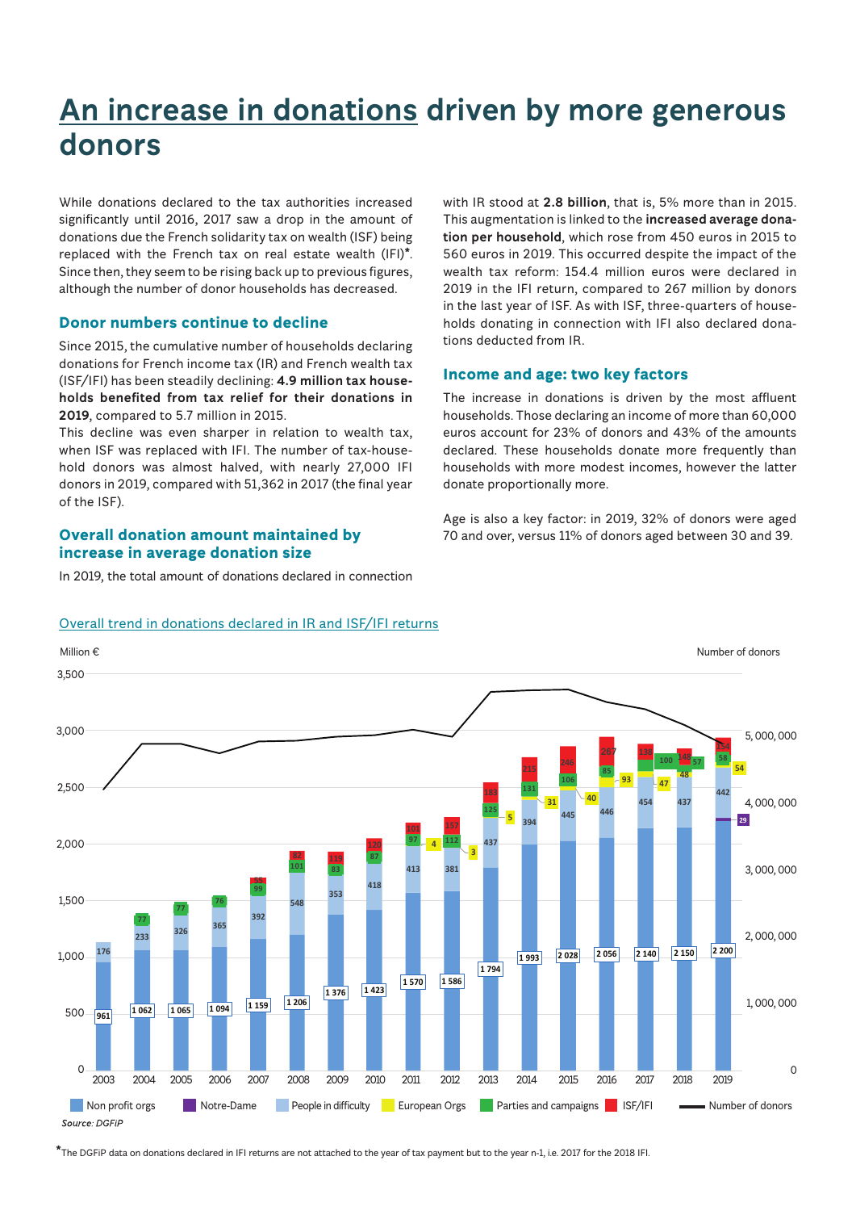# An increase in donations driven by more generous donors

While donations declared to the tax authorities increased significantly until 2016, 2017 saw a drop in the amount of donations due the French solidarity tax on wealth (ISF) being replaced with the French tax on real estate wealth (IFI)*. Since then, they seem to be rising back up to previous figures, although the number of donor households has decreased.

### Donor numbers continue to decline

Since 2015, the cumulative number of households declaring donations for French income tax (IR) and French wealth tax (ISF/IFI) has been steadily declining: **4.9 million tax households benefited from tax relief for their donations in 2019**, compared to 5.7 million in 2015.

This decline was even sharper in relation to wealth tax, when ISF was replaced with IFI. The number of tax-household donors was almost halved, with nearly 27,000 IFI donors in 2019, compared with 51,362 in 2017 (the final year of the ISF).

### Overall donation amount maintained by increase in average donation size

In 2019, the total amount of donations declared in connection with IR stood at **2.8 billion**, that is, 5% more than in 2015. This augmentation is linked to the **increased average donation per household**, which rose from 450 euros in 2015 to 560 euros in 2019. This occurred despite the impact of the wealth tax reform: 154.4 million euros were declared in 2019 in the IFI return, compared to 267 million by donors in the last year of ISF. As with ISF, three-quarters of households donating in connection with IFI also declared donations deducted from IR.

### Income and age: two key factors

The increase in donations is driven by the most affluent households. Those declaring an income of more than 60,000 euros account for 23% of donors and 43% of the amounts declared. These households donate more frequently than households with more modest incomes, however the latter donate proportionally more.

Age is also a key factor: in 2019, 32% of donors were aged 70 and over, versus 11% of donors aged between 30 and 39.

Overall trend in donations declared in IR and ISF/IFI returns

Million € / Number of donors

| Year | Non profit orgs | Notre-Dame | People in difficulty | European Orgs | Parties and campaigns | ISF/IFI |
|---|---|---|---|---|---|---|
| 2003 | 961 | | 176 | | | |
| 2004 | 1 062 | | 233 | | 77 | |
| 2005 | 1 065 | | 326 | | 77 | |
| 2006 | 1 094 | | 365 | | 76 | |
| 2007 | 1 159 | | 392 | | 99 | 55 |
| 2008 | 1 206 | | 548 | | 101 | 82 |
| 2009 | 1 376 | | 353 | | 83 | 119 |
| 2010 | 1 423 | | 418 | | 87 | 120 |
| 2011 | 1 570 | | 413 | 4 | 97 | 101 |
| 2012 | 1 586 | | 381 | 3 | 112 | 157 |
| 2013 | 1 794 | | 437 | 5 | 125 | 183 |
| 2014 | 1 993 | | 394 | 31 | 131 | 215 |
| 2015 | 2 028 | | 445 | 40 | 106 | 246 |
| 2016 | 2 056 | | 446 | 93 | 85 | 267 |
| 2017 | 2 140 | | 454 | 47 | 100 | 138 |
| 2018 | 2 150 | | 437 | 48 | 57 | 148 |
| 2019 | 2 200 | 29 | 442 | 54 | 58 | 154 |

Source: DGFiP

*The DGFiP data on donations declared in IFI returns are not attached to the year of tax payment but to the year n-1, i.e. 2017 for the 2018 IFI.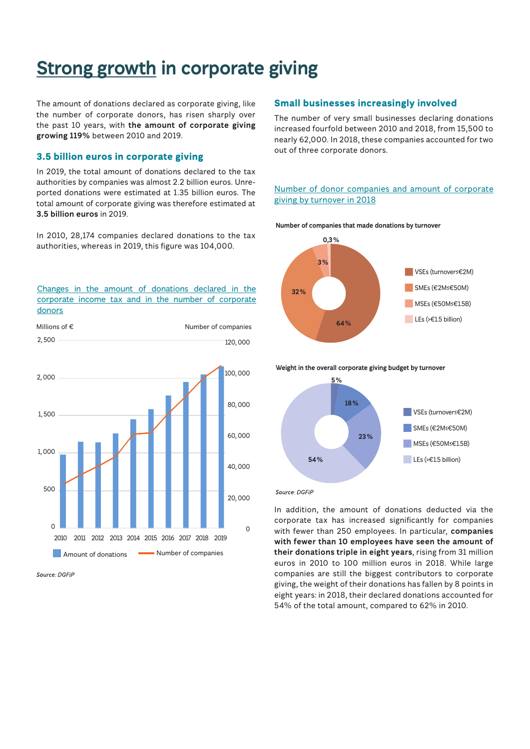# Strong growth in corporate giving

The amount of donations declared as corporate giving, like the number of corporate donors, has risen sharply over the past 10 years, with **the amount of corporate giving growing 119%** between 2010 and 2019.

## 3.5 billion euros in corporate giving

In 2019, the total amount of donations declared to the tax authorities by companies was almost 2.2 billion euros. Unreported donations were estimated at 1.35 billion euros. The total amount of corporate giving was therefore estimated at **3.5 billion euros** in 2019.

In 2010, 28,174 companies declared donations to the tax authorities, whereas in 2019, this figure was 104,000.

Changes in the amount of donations declared in the corporate income tax and in the number of corporate donors

Millions of € — Number of companies

2010 2011 2012 2013 2014 2015 2016 2017 2018 2019

Amount of donations — Number of companies

*Source: DGFiP*

## Small businesses increasingly involved

The number of very small businesses declaring donations increased fourfold between 2010 and 2018, from 15,500 to nearly 62,000. In 2018, these companies accounted for two out of three corporate donors.

Number of donor companies and amount of corporate giving by turnover in 2018

**Number of companies that made donations by turnover**

| Category | Share |
|---|---|
| VSEs (turnover≤€2M) | 64% |
| SMEs (€2M≤€50M) | 32% |
| MSEs (€50M≤€1.5B) | 3% |
| LEs (>€1.5 billion) | 0,3% |

**Weight in the overall corporate giving budget by turnover**

| Category | Share |
|---|---|
| VSEs (turnover≤€2M) | 5% |
| SMEs (€2M≤€50M) | 18% |
| MSEs (€50M≤€1.5B) | 23% |
| LEs (>€1.5 billion) | 54% |

*Source: DGFiP*

In addition, the amount of donations deducted via the corporate tax has increased significantly for companies with fewer than 250 employees. In particular, **companies with fewer than 10 employees have seen the amount of their donations triple in eight years**, rising from 31 million euros in 2010 to 100 million euros in 2018. While large companies are still the biggest contributors to corporate giving, the weight of their donations has fallen by 8 points in eight years: in 2018, their declared donations accounted for 54% of the total amount, compared to 62% in 2010.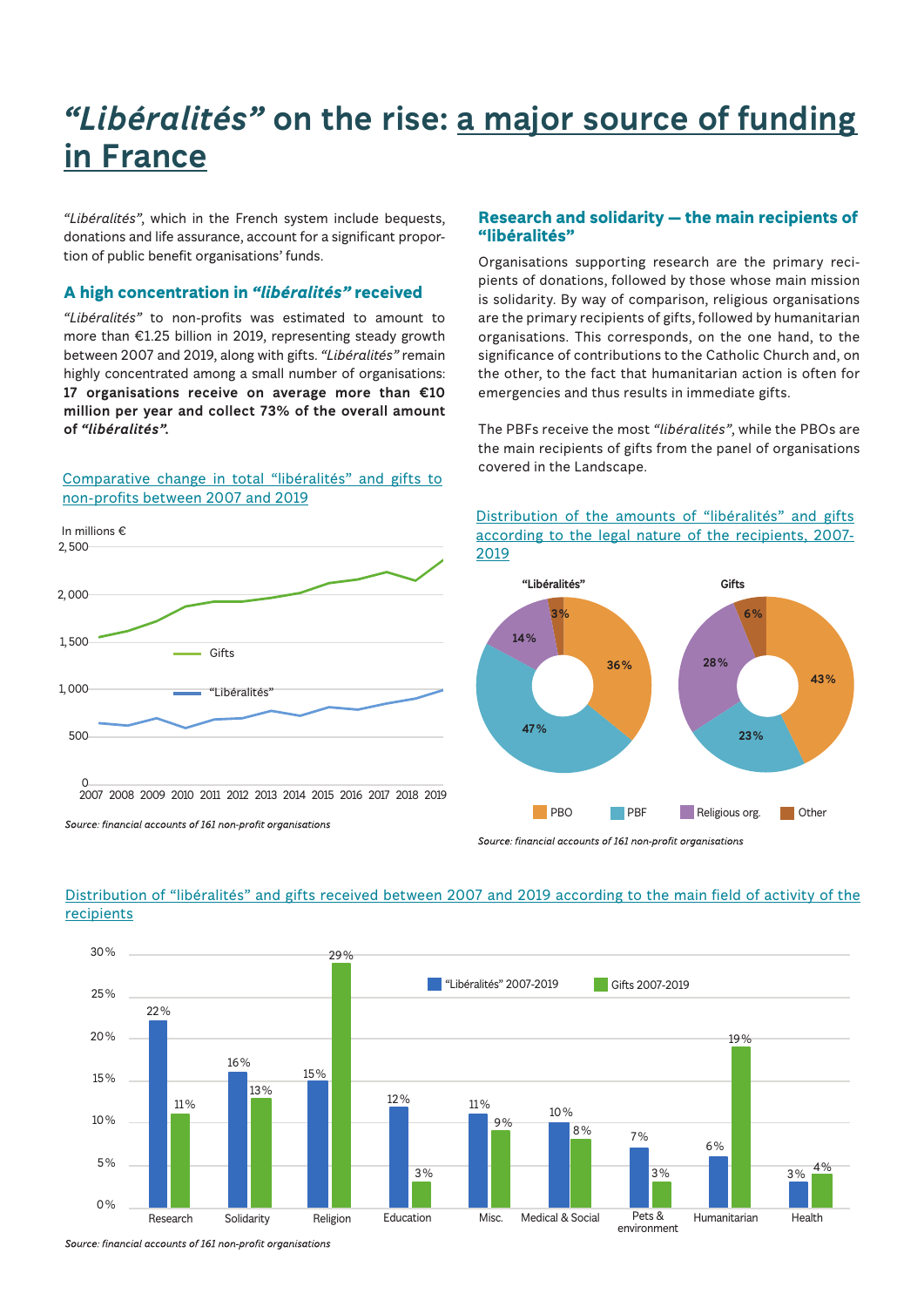# *"Libéralités"* on the rise: a major source of funding in France

*"Libéralités"*, which in the French system include bequests, donations and life assurance, account for a significant proportion of public benefit organisations' funds.

### A high concentration in *"libéralités"* received

*"Libéralités"* to non-profits was estimated to amount to more than €1.25 billion in 2019, representing steady growth between 2007 and 2019, along with gifts. *"Libéralités"* remain highly concentrated among a small number of organisations: **17 organisations receive on average more than €10 million per year and collect 73% of the overall amount of *"libéralités"*.**

Comparative change in total "libéralités" and gifts to non-profits between 2007 and 2019

In millions €

Source: financial accounts of 161 non-profit organisations

### Research and solidarity — the main recipients of "libéralités"

Organisations supporting research are the primary recipients of donations, followed by those whose main mission is solidarity. By way of comparison, religious organisations are the primary recipients of gifts, followed by humanitarian organisations. This corresponds, on the one hand, to the significance of contributions to the Catholic Church and, on the other, to the fact that humanitarian action is often for emergencies and thus results in immediate gifts.

The PBFs receive the most *"libéralités"*, while the PBOs are the main recipients of gifts from the panel of organisations covered in the Landscape.

Distribution of the amounts of "libéralités" and gifts according to the legal nature of the recipients, 2007-2019

| | PBO | PBF | Religious org. | Other |
|---|---|---|---|---|
| "Libéralités" | 36% | 47% | 14% | 3% |
| Gifts | 43% | 23% | 28% | 6% |

Source: financial accounts of 161 non-profit organisations

Distribution of "libéralités" and gifts received between 2007 and 2019 according to the main field of activity of the recipients

| | "Libéralités" 2007-2019 | Gifts 2007-2019 |
|---|---|---|
| Research | 22% | 11% |
| Solidarity | 16% | 13% |
| Religion | 15% | 29% |
| Education | 12% | 3% |
| Misc. | 11% | 9% |
| Medical & Social | 10% | 8% |
| Pets & environment | 7% | 3% |
| Humanitarian | 6% | 19% |
| Health | 3% | 4% |

Source: financial accounts of 161 non-profit organisations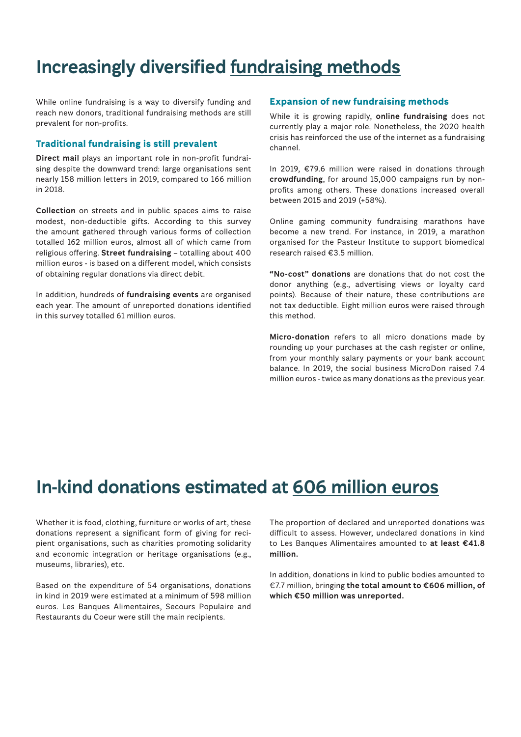# Increasingly diversified fundraising methods

While online fundraising is a way to diversify funding and reach new donors, traditional fundraising methods are still prevalent for non-profits.

### Traditional fundraising is still prevalent

**Direct mail** plays an important role in non-profit fundraising despite the downward trend: large organisations sent nearly 158 million letters in 2019, compared to 166 million in 2018.

**Collection** on streets and in public spaces aims to raise modest, non-deductible gifts. According to this survey the amount gathered through various forms of collection totalled 162 million euros, almost all of which came from religious offering. **Street fundraising** – totalling about 400 million euros - is based on a different model, which consists of obtaining regular donations via direct debit.

In addition, hundreds of **fundraising events** are organised each year. The amount of unreported donations identified in this survey totalled 61 million euros.

### Expansion of new fundraising methods

While it is growing rapidly, **online fundraising** does not currently play a major role. Nonetheless, the 2020 health crisis has reinforced the use of the internet as a fundraising channel.

In 2019, €79.6 million were raised in donations through **crowdfunding**, for around 15,000 campaigns run by non-profits among others. These donations increased overall between 2015 and 2019 (+58%).

Online gaming community fundraising marathons have become a new trend. For instance, in 2019, a marathon organised for the Pasteur Institute to support biomedical research raised €3.5 million.

**"No-cost" donations** are donations that do not cost the donor anything (e.g., advertising views or loyalty card points). Because of their nature, these contributions are not tax deductible. Eight million euros were raised through this method.

**Micro-donation** refers to all micro donations made by rounding up your purchases at the cash register or online, from your monthly salary payments or your bank account balance. In 2019, the social business MicroDon raised 7.4 million euros - twice as many donations as the previous year.

# In-kind donations estimated at 606 million euros

Whether it is food, clothing, furniture or works of art, these donations represent a significant form of giving for recipient organisations, such as charities promoting solidarity and economic integration or heritage organisations (e.g., museums, libraries), etc.

Based on the expenditure of 54 organisations, donations in kind in 2019 were estimated at a minimum of 598 million euros. Les Banques Alimentaires, Secours Populaire and Restaurants du Coeur were still the main recipients.

The proportion of declared and unreported donations was difficult to assess. However, undeclared donations in kind to Les Banques Alimentaires amounted to **at least €41.8 million.**

In addition, donations in kind to public bodies amounted to €7.7 million, bringing **the total amount to €606 million, of which €50 million was unreported.**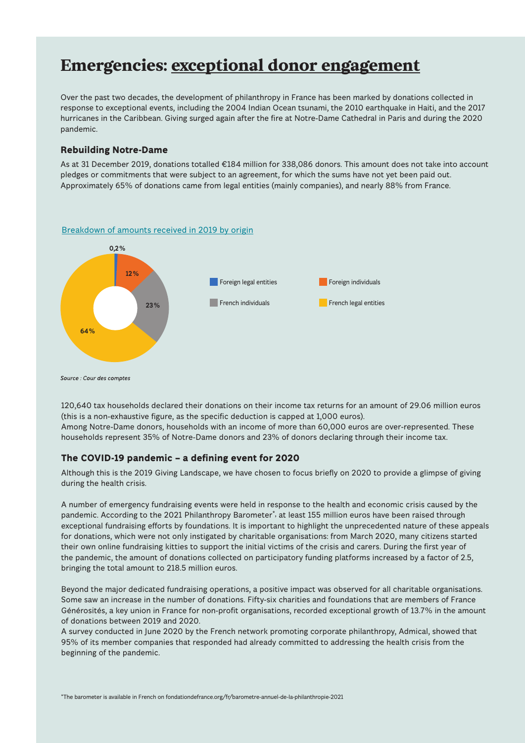# Emergencies: exceptional donor engagement

Over the past two decades, the development of philanthropy in France has been marked by donations collected in response to exceptional events, including the 2004 Indian Ocean tsunami, the 2010 earthquake in Haiti, and the 2017 hurricanes in the Caribbean. Giving surged again after the fire at Notre-Dame Cathedral in Paris and during the 2020 pandemic.

### Rebuilding Notre-Dame

As at 31 December 2019, donations totalled €184 million for 338,086 donors. This amount does not take into account pledges or commitments that were subject to an agreement, for which the sums have not yet been paid out. Approximately 65% of donations came from legal entities (mainly companies), and nearly 88% from France.

Breakdown of amounts received in 2019 by origin

| Origin | Share |
| --- | --- |
| Foreign legal entities | 0,2% |
| Foreign individuals | 12% |
| French individuals | 23% |
| French legal entities | 64% |

*Source : Cour des comptes*

120,640 tax households declared their donations on their income tax returns for an amount of 29.06 million euros (this is a non-exhaustive figure, as the specific deduction is capped at 1,000 euros).
Among Notre-Dame donors, households with an income of more than 60,000 euros are over-represented. These households represent 35% of Notre-Dame donors and 23% of donors declaring through their income tax.

### The COVID-19 pandemic – a defining event for 2020

Although this is the 2019 Giving Landscape, we have chosen to focus briefly on 2020 to provide a glimpse of giving during the health crisis.

A number of emergency fundraising events were held in response to the health and economic crisis caused by the pandemic. According to the 2021 Philanthropy Barometer*, at least 155 million euros have been raised through exceptional fundraising efforts by foundations. It is important to highlight the unprecedented nature of these appeals for donations, which were not only instigated by charitable organisations: from March 2020, many citizens started their own online fundraising kitties to support the initial victims of the crisis and carers. During the first year of the pandemic, the amount of donations collected on participatory funding platforms increased by a factor of 2.5, bringing the total amount to 218.5 million euros.

Beyond the major dedicated fundraising operations, a positive impact was observed for all charitable organisations. Some saw an increase in the number of donations. Fifty-six charities and foundations that are members of France Générosités, a key union in France for non-profit organisations, recorded exceptional growth of 13.7% in the amount of donations between 2019 and 2020.
A survey conducted in June 2020 by the French network promoting corporate philanthropy, Admical, showed that 95% of its member companies that responded had already committed to addressing the health crisis from the beginning of the pandemic.

*The barometer is available in French on fondationdefrance.org/fr/barometre-annuel-de-la-philanthropie-2021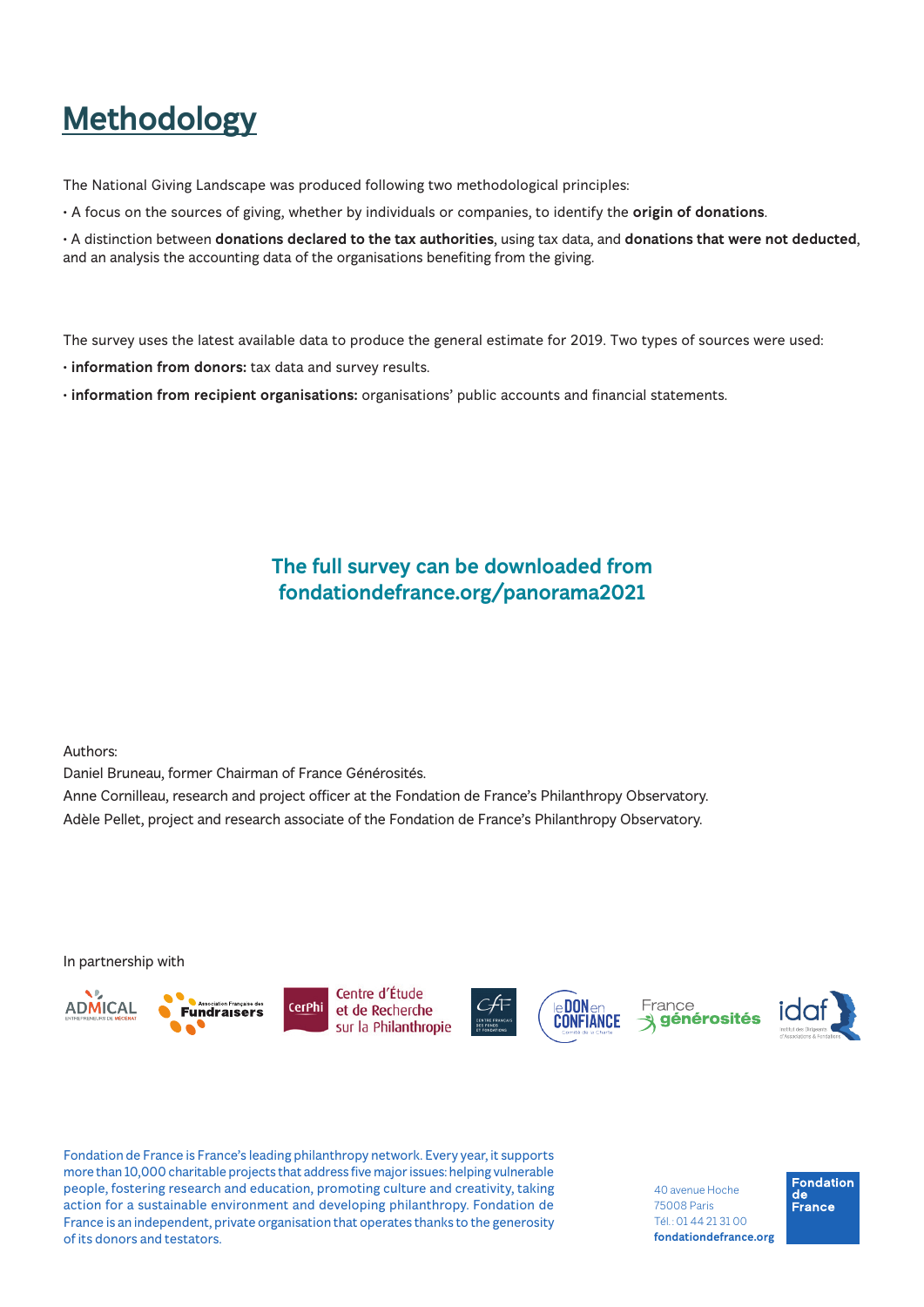# Methodology

The National Giving Landscape was produced following two methodological principles:

- A focus on the sources of giving, whether by individuals or companies, to identify the **origin of donations**.
- A distinction between **donations declared to the tax authorities**, using tax data, and **donations that were not deducted**, and an analysis the accounting data of the organisations benefiting from the giving.

The survey uses the latest available data to produce the general estimate for 2019. Two types of sources were used:

- **information from donors:** tax data and survey results.
- **information from recipient organisations:** organisations' public accounts and financial statements.

**The full survey can be downloaded from fondationdefrance.org/panorama2021**

Authors:
Daniel Bruneau, former Chairman of France Générosités.
Anne Cornilleau, research and project officer at the Fondation de France's Philanthropy Observatory.
Adèle Pellet, project and research associate of the Fondation de France's Philanthropy Observatory.

In partnership with

ADMICAL Entrepreneurs de mécénat · Association Française des Fundraisers · CerPhi Centre d'Étude et de Recherche sur la Philanthropie · CFF Centre Français des Fonds et Fondations · le DON en CONFIANCE · France générosités · idaf

Fondation de France is France's leading philanthropy network. Every year, it supports more than 10,000 charitable projects that address five major issues: helping vulnerable people, fostering research and education, promoting culture and creativity, taking action for a sustainable environment and developing philanthropy. Fondation de France is an independent, private organisation that operates thanks to the generosity of its donors and testators.

40 avenue Hoche
75008 Paris
Tél. : 01 44 21 31 00
**fondationdefrance.org**

Fondation de France